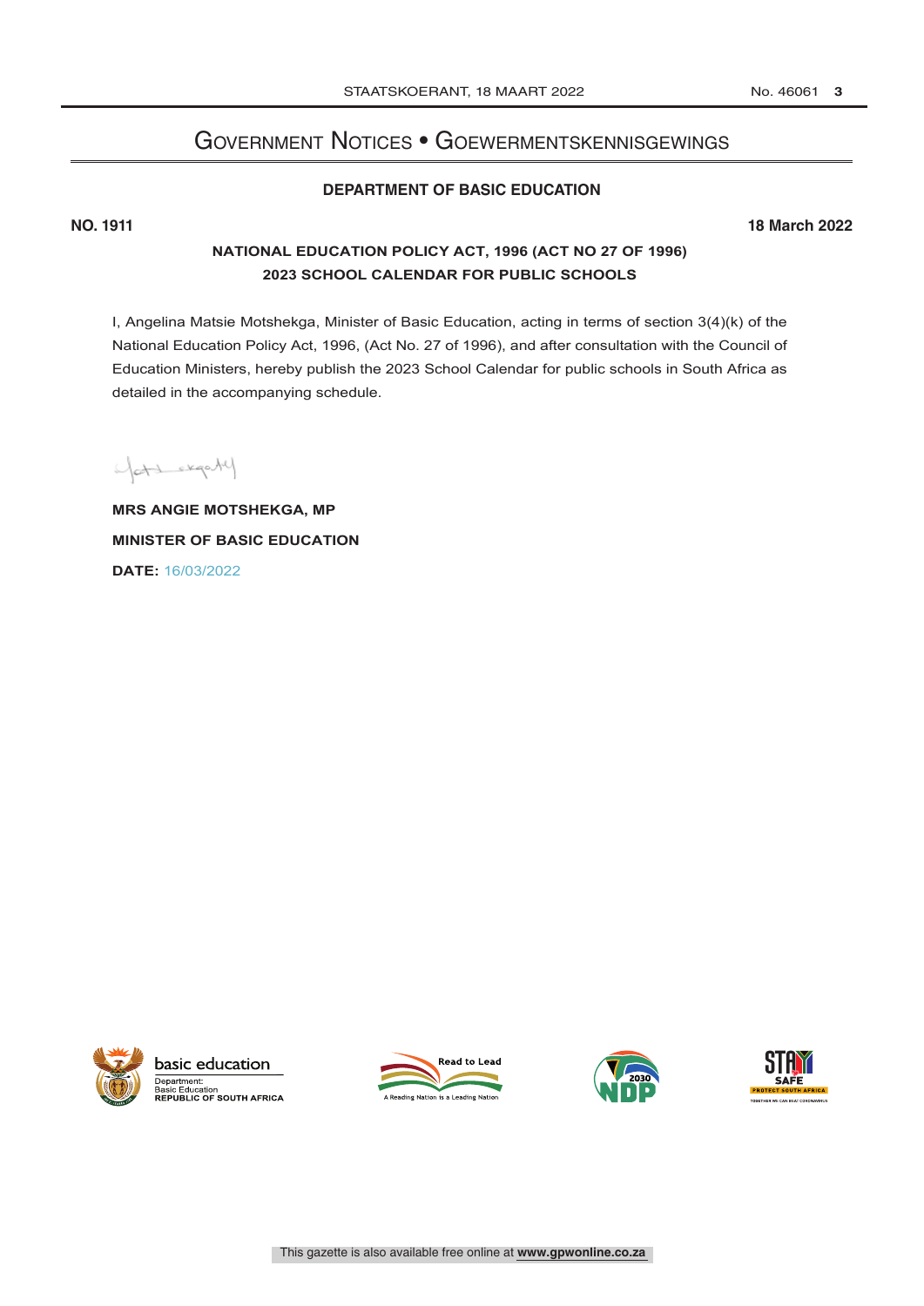# Government Notices • Goewermentskennisgewings

## DEPARTMENT OF BASIC EDUCATION

**NO. 1911** **18 March 2022**

### NATIONAL EDUCATION POLICY ACT, 1996 (ACT NO 27 OF 1996)
### 2023 SCHOOL CALENDAR FOR PUBLIC SCHOOLS

I, Angelina Matsie Motshekga, Minister of Basic Education, acting in terms of section 3(4)(k) of the National Education Policy Act, 1996, (Act No. 27 of 1996), and after consultation with the Council of Education Ministers, hereby publish the 2023 School Calendar for public schools in South Africa as detailed in the accompanying schedule.

**MRS ANGIE MOTSHEKGA, MP**

**MINISTER OF BASIC EDUCATION**

**DATE:** 16/03/2022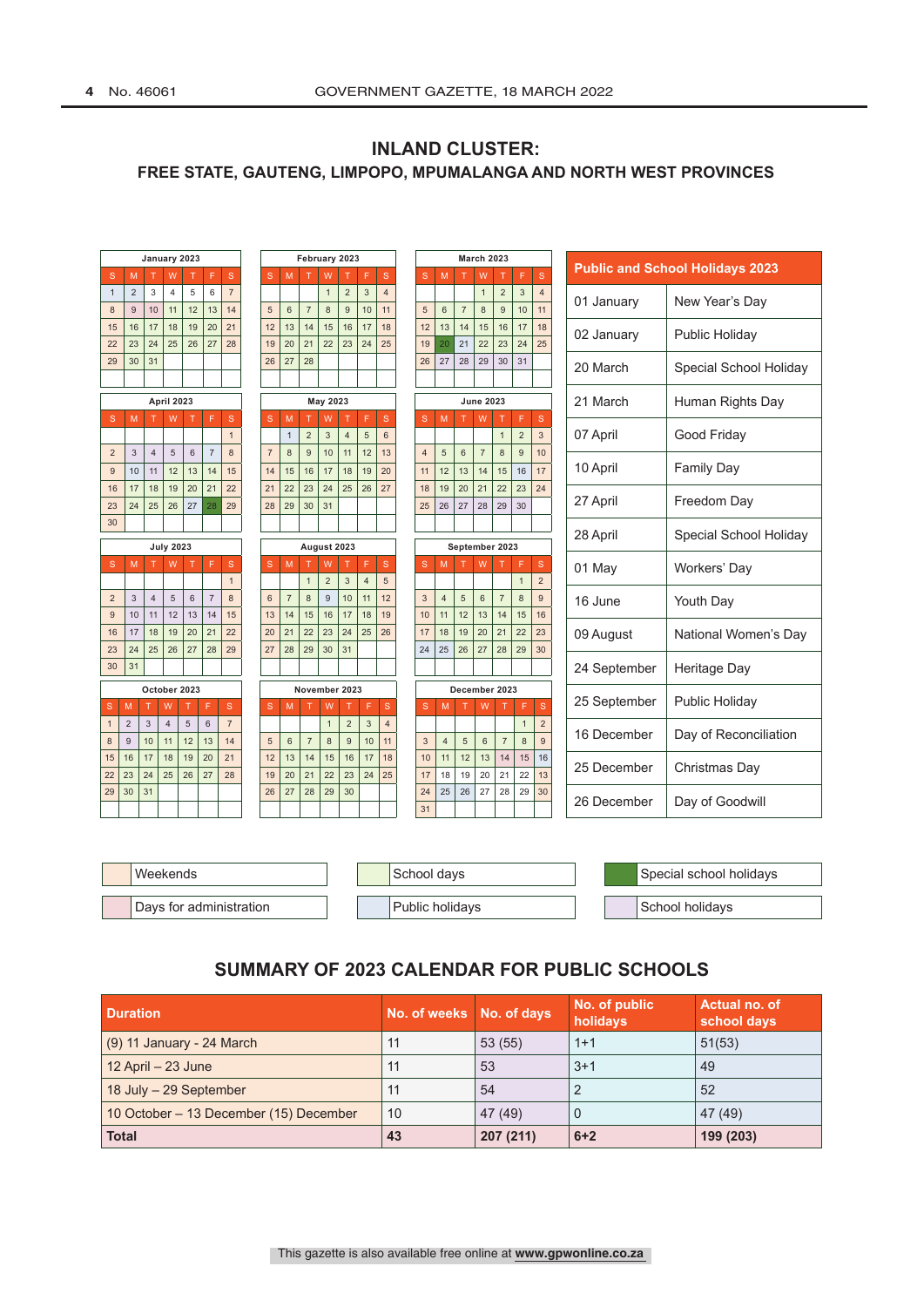## INLAND CLUSTER:
### FREE STATE, GAUTENG, LIMPOPO, MPUMALANGA AND NORTH WEST PROVINCES

**January 2023**

| S | M | T | W | T | F | S |
|---|---|---|---|---|---|---|
| 1 | 2 | 3 | 4 | 5 | 6 | 7 |
| 8 | 9 | 10 | 11 | 12 | 13 | 14 |
| 15 | 16 | 17 | 18 | 19 | 20 | 21 |
| 22 | 23 | 24 | 25 | 26 | 27 | 28 |
| 29 | 30 | 31 | | | | |

**February 2023**

| S | M | T | W | T | F | S |
|---|---|---|---|---|---|---|
| | | | 1 | 2 | 3 | 4 |
| 5 | 6 | 7 | 8 | 9 | 10 | 11 |
| 12 | 13 | 14 | 15 | 16 | 17 | 18 |
| 19 | 20 | 21 | 22 | 23 | 24 | 25 |
| 26 | 27 | 28 | | | | |

**March 2023**

| S | M | T | W | T | F | S |
|---|---|---|---|---|---|---|
| | | | 1 | 2 | 3 | 4 |
| 5 | 6 | 7 | 8 | 9 | 10 | 11 |
| 12 | 13 | 14 | 15 | 16 | 17 | 18 |
| 19 | 20 | 21 | 22 | 23 | 24 | 25 |
| 26 | 27 | 28 | 29 | 30 | 31 | |

**April 2023**

| S | M | T | W | T | F | S |
|---|---|---|---|---|---|---|
| | | | | | | 1 |
| 2 | 3 | 4 | 5 | 6 | 7 | 8 |
| 9 | 10 | 11 | 12 | 13 | 14 | 15 |
| 16 | 17 | 18 | 19 | 20 | 21 | 22 |
| 23 | 24 | 25 | 26 | 27 | 28 | 29 |
| 30 | | | | | | |

**May 2023**

| S | M | T | W | T | F | S |
|---|---|---|---|---|---|---|
| | 1 | 2 | 3 | 4 | 5 | 6 |
| 7 | 8 | 9 | 10 | 11 | 12 | 13 |
| 14 | 15 | 16 | 17 | 18 | 19 | 20 |
| 21 | 22 | 23 | 24 | 25 | 26 | 27 |
| 28 | 29 | 30 | 31 | | | |

**June 2023**

| S | M | T | W | T | F | S |
|---|---|---|---|---|---|---|
| | | | | 1 | 2 | 3 |
| 4 | 5 | 6 | 7 | 8 | 9 | 10 |
| 11 | 12 | 13 | 14 | 15 | 16 | 17 |
| 18 | 19 | 20 | 21 | 22 | 23 | 24 |
| 25 | 26 | 27 | 28 | 29 | 30 | |

**July 2023**

| S | M | T | W | T | F | S |
|---|---|---|---|---|---|---|
| | | | | | | 1 |
| 2 | 3 | 4 | 5 | 6 | 7 | 8 |
| 9 | 10 | 11 | 12 | 13 | 14 | 15 |
| 16 | 17 | 18 | 19 | 20 | 21 | 22 |
| 23 | 24 | 25 | 26 | 27 | 28 | 29 |
| 30 | 31 | | | | | |

**August 2023**

| S | M | T | W | T | F | S |
|---|---|---|---|---|---|---|
| | | 1 | 2 | 3 | 4 | 5 |
| 6 | 7 | 8 | 9 | 10 | 11 | 12 |
| 13 | 14 | 15 | 16 | 17 | 18 | 19 |
| 20 | 21 | 22 | 23 | 24 | 25 | 26 |
| 27 | 28 | 29 | 30 | 31 | | |

**September 2023**

| S | M | T | W | T | F | S |
|---|---|---|---|---|---|---|
| | | | | | 1 | 2 |
| 3 | 4 | 5 | 6 | 7 | 8 | 9 |
| 10 | 11 | 12 | 13 | 14 | 15 | 16 |
| 17 | 18 | 19 | 20 | 21 | 22 | 23 |
| 24 | 25 | 26 | 27 | 28 | 29 | 30 |

**October 2023**

| S | M | T | W | T | F | S |
|---|---|---|---|---|---|---|
| 1 | 2 | 3 | 4 | 5 | 6 | 7 |
| 8 | 9 | 10 | 11 | 12 | 13 | 14 |
| 15 | 16 | 17 | 18 | 19 | 20 | 21 |
| 22 | 23 | 24 | 25 | 26 | 27 | 28 |
| 29 | 30 | 31 | | | | |

**November 2023**

| S | M | T | W | T | F | S |
|---|---|---|---|---|---|---|
| | | | 1 | 2 | 3 | 4 |
| 5 | 6 | 7 | 8 | 9 | 10 | 11 |
| 12 | 13 | 14 | 15 | 16 | 17 | 18 |
| 19 | 20 | 21 | 22 | 23 | 24 | 25 |
| 26 | 27 | 28 | 29 | 30 | | |

**December 2023**

| S | M | T | W | T | F | S |
|---|---|---|---|---|---|---|
| | | | | | 1 | 2 |
| 3 | 4 | 5 | 6 | 7 | 8 | 9 |
| 10 | 11 | 12 | 13 | 14 | 15 | 16 |
| 17 | 18 | 19 | 20 | 21 | 22 | 13 |
| 24 | 25 | 26 | 27 | 28 | 29 | 30 |
| 31 | | | | | | |

| Public and School Holidays 2023 | |
|---|---|
| 01 January | New Year's Day |
| 02 January | Public Holiday |
| 20 March | Special School Holiday |
| 21 March | Human Rights Day |
| 07 April | Good Friday |
| 10 April | Family Day |
| 27 April | Freedom Day |
| 28 April | Special School Holiday |
| 01 May | Workers' Day |
| 16 June | Youth Day |
| 09 August | National Women's Day |
| 24 September | Heritage Day |
| 25 September | Public Holiday |
| 16 December | Day of Reconciliation |
| 25 December | Christmas Day |
| 26 December | Day of Goodwill |

Weekends | School days | Special school holidays
Days for administration | Public holidays | School holidays

## SUMMARY OF 2023 CALENDAR FOR PUBLIC SCHOOLS

| Duration | No. of weeks | No. of days | No. of public holidays | Actual no. of school days |
|---|---|---|---|---|
| (9) 11 January - 24 March | 11 | 53 (55) | 1+1 | 51(53) |
| 12 April – 23 June | 11 | 53 | 3+1 | 49 |
| 18 July – 29 September | 11 | 54 | 2 | 52 |
| 10 October – 13 December (15) December | 10 | 47 (49) | 0 | 47 (49) |
| **Total** | **43** | **207 (211)** | **6+2** | **199 (203)** |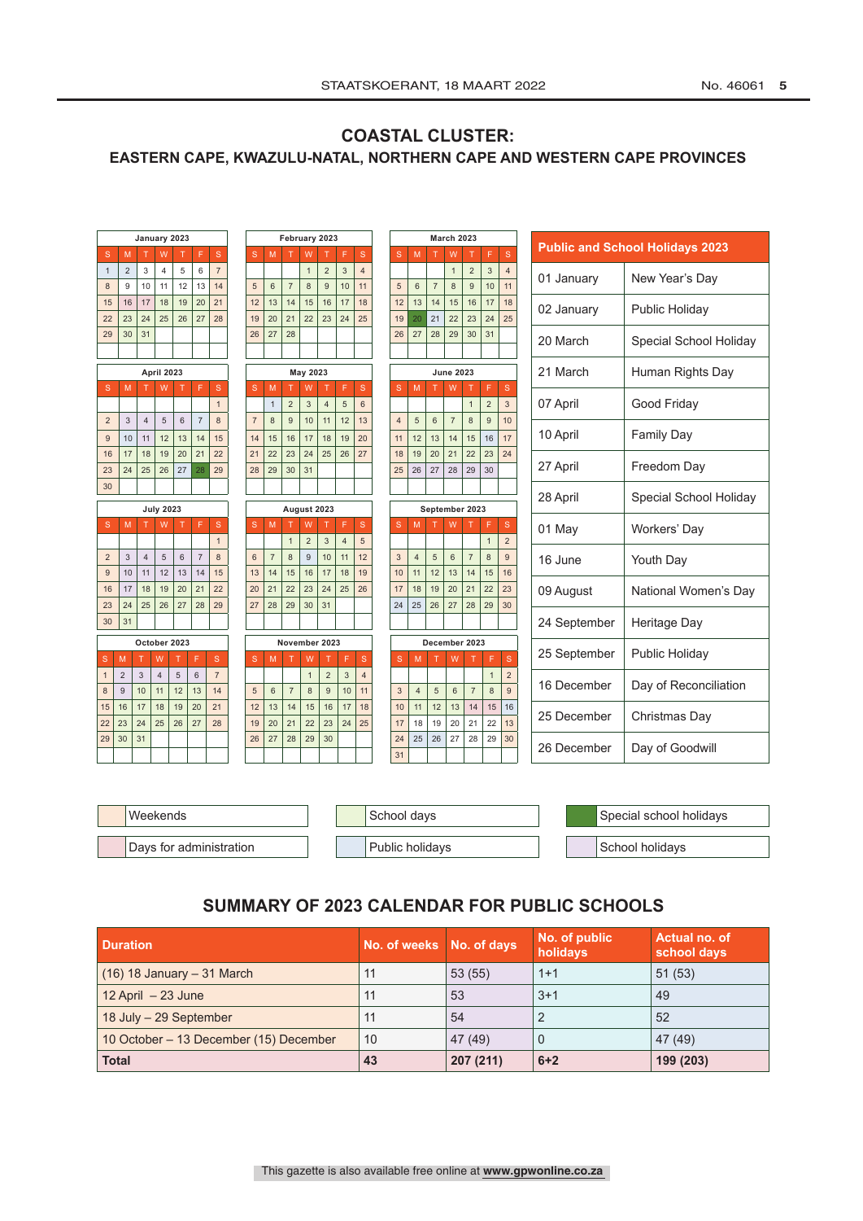# COASTAL CLUSTER:

## EASTERN CAPE, KWAZULU-NATAL, NORTHERN CAPE AND WESTERN CAPE PROVINCES

**January 2023**

| S | M | T | W | T | F | S |
|---|---|---|---|---|---|---|
| 1 | 2 | 3 | 4 | 5 | 6 | 7 |
| 8 | 9 | 10 | 11 | 12 | 13 | 14 |
| 15 | 16 | 17 | 18 | 19 | 20 | 21 |
| 22 | 23 | 24 | 25 | 26 | 27 | 28 |
| 29 | 30 | 31 | | | | |

**February 2023**

| S | M | T | W | T | F | S |
|---|---|---|---|---|---|---|
| | | | 1 | 2 | 3 | 4 |
| 5 | 6 | 7 | 8 | 9 | 10 | 11 |
| 12 | 13 | 14 | 15 | 16 | 17 | 18 |
| 19 | 20 | 21 | 22 | 23 | 24 | 25 |
| 26 | 27 | 28 | | | | |

**March 2023**

| S | M | T | W | T | F | S |
|---|---|---|---|---|---|---|
| | | | 1 | 2 | 3 | 4 |
| 5 | 6 | 7 | 8 | 9 | 10 | 11 |
| 12 | 13 | 14 | 15 | 16 | 17 | 18 |
| 19 | 20 | 21 | 22 | 23 | 24 | 25 |
| 26 | 27 | 28 | 29 | 30 | 31 | |

**April 2023**

| S | M | T | W | T | F | S |
|---|---|---|---|---|---|---|
| | | | | | | 1 |
| 2 | 3 | 4 | 5 | 6 | 7 | 8 |
| 9 | 10 | 11 | 12 | 13 | 14 | 15 |
| 16 | 17 | 18 | 19 | 20 | 21 | 22 |
| 23 | 24 | 25 | 26 | 27 | 28 | 29 |
| 30 | | | | | | |

**May 2023**

| S | M | T | W | T | F | S |
|---|---|---|---|---|---|---|
| | 1 | 2 | 3 | 4 | 5 | 6 |
| 7 | 8 | 9 | 10 | 11 | 12 | 13 |
| 14 | 15 | 16 | 17 | 18 | 19 | 20 |
| 21 | 22 | 23 | 24 | 25 | 26 | 27 |
| 28 | 29 | 30 | 31 | | | |

**June 2023**

| S | M | T | W | T | F | S |
|---|---|---|---|---|---|---|
| | | | | 1 | 2 | 3 |
| 4 | 5 | 6 | 7 | 8 | 9 | 10 |
| 11 | 12 | 13 | 14 | 15 | 16 | 17 |
| 18 | 19 | 20 | 21 | 22 | 23 | 24 |
| 25 | 26 | 27 | 28 | 29 | 30 | |

**July 2023**

| S | M | T | W | T | F | S |
|---|---|---|---|---|---|---|
| | | | | | | 1 |
| 2 | 3 | 4 | 5 | 6 | 7 | 8 |
| 9 | 10 | 11 | 12 | 13 | 14 | 15 |
| 16 | 17 | 18 | 19 | 20 | 21 | 22 |
| 23 | 24 | 25 | 26 | 27 | 28 | 29 |
| 30 | 31 | | | | | |

**August 2023**

| S | M | T | W | T | F | S |
|---|---|---|---|---|---|---|
| | | 1 | 2 | 3 | 4 | 5 |
| 6 | 7 | 8 | 9 | 10 | 11 | 12 |
| 13 | 14 | 15 | 16 | 17 | 18 | 19 |
| 20 | 21 | 22 | 23 | 24 | 25 | 26 |
| 27 | 28 | 29 | 30 | 31 | | |

**September 2023**

| S | M | T | W | T | F | S |
|---|---|---|---|---|---|---|
| | | | | | 1 | 2 |
| 3 | 4 | 5 | 6 | 7 | 8 | 9 |
| 10 | 11 | 12 | 13 | 14 | 15 | 16 |
| 17 | 18 | 19 | 20 | 21 | 22 | 23 |
| 24 | 25 | 26 | 27 | 28 | 29 | 30 |

**October 2023**

| S | M | T | W | T | F | S |
|---|---|---|---|---|---|---|
| 1 | 2 | 3 | 4 | 5 | 6 | 7 |
| 8 | 9 | 10 | 11 | 12 | 13 | 14 |
| 15 | 16 | 17 | 18 | 19 | 20 | 21 |
| 22 | 23 | 24 | 25 | 26 | 27 | 28 |
| 29 | 30 | 31 | | | | |

**November 2023**

| S | M | T | W | T | F | S |
|---|---|---|---|---|---|---|
| | | | 1 | 2 | 3 | 4 |
| 5 | 6 | 7 | 8 | 9 | 10 | 11 |
| 12 | 13 | 14 | 15 | 16 | 17 | 18 |
| 19 | 20 | 21 | 22 | 23 | 24 | 25 |
| 26 | 27 | 28 | 29 | 30 | | |

**December 2023**

| S | M | T | W | T | F | S |
|---|---|---|---|---|---|---|
| | | | | | 1 | 2 |
| 3 | 4 | 5 | 6 | 7 | 8 | 9 |
| 10 | 11 | 12 | 13 | 14 | 15 | 16 |
| 17 | 18 | 19 | 20 | 21 | 22 | 23 |
| 24 | 25 | 26 | 27 | 28 | 29 | 30 |
| 31 | | | | | | |

| Public and School Holidays 2023 | |
|---|---|
| 01 January | New Year's Day |
| 02 January | Public Holiday |
| 20 March | Special School Holiday |
| 21 March | Human Rights Day |
| 07 April | Good Friday |
| 10 April | Family Day |
| 27 April | Freedom Day |
| 28 April | Special School Holiday |
| 01 May | Workers' Day |
| 16 June | Youth Day |
| 09 August | National Women's Day |
| 24 September | Heritage Day |
| 25 September | Public Holiday |
| 16 December | Day of Reconciliation |
| 25 December | Christmas Day |
| 26 December | Day of Goodwill |

Weekends | School days | Special school holidays | Days for administration | Public holidays | School holidays

## SUMMARY OF 2023 CALENDAR FOR PUBLIC SCHOOLS

| Duration | No. of weeks | No. of days | No. of public holidays | Actual no. of school days |
|---|---|---|---|---|
| (16) 18 January – 31 March | 11 | 53 (55) | 1+1 | 51 (53) |
| 12 April – 23 June | 11 | 53 | 3+1 | 49 |
| 18 July – 29 September | 11 | 54 | 2 | 52 |
| 10 October – 13 December (15) December | 10 | 47 (49) | 0 | 47 (49) |
| **Total** | **43** | **207 (211)** | **6+2** | **199 (203)** |